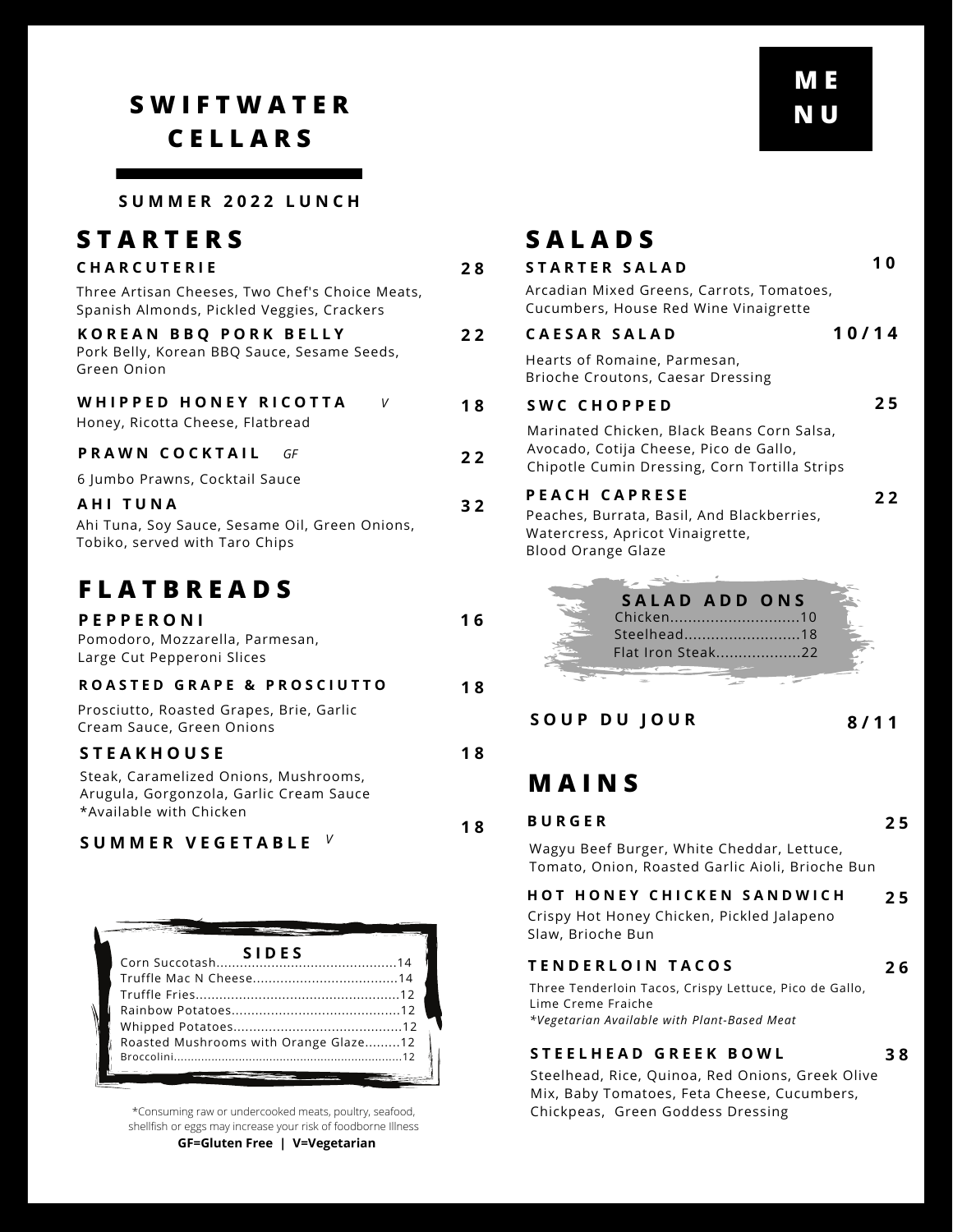# SWIFTWATER CELLARS

**SUMMER 2022 LUNCH**

**MENU**

## STARTERS

### CHARCUTERIE — 28

Three Artisan Cheeses, Two Chef's Choice Meats, Spanish Almonds, Pickled Veggies, Crackers

### KOREAN BBQ PORK BELLY — 22

Pork Belly, Korean BBQ Sauce, Sesame Seeds, Green Onion

### WHIPPED HONEY RICOTTA *V* — 18

Honey, Ricotta Cheese, Flatbread

### PRAWN COCKTAIL *GF* — 22

6 Jumbo Prawns, Cocktail Sauce

### AHI TUNA — 32

Ahi Tuna, Soy Sauce, Sesame Oil, Green Onions, Tobiko, served with Taro Chips

## FLATBREADS

### PEPPERONI — 16

Pomodoro, Mozzarella, Parmesan, Large Cut Pepperoni Slices

### ROASTED GRAPE & PROSCIUTTO — 18

Prosciutto, Roasted Grapes, Brie, Garlic Cream Sauce, Green Onions

### STEAKHOUSE — 18

Steak, Caramelized Onions, Mushrooms, Arugula, Gorgonzola, Garlic Cream Sauce
*Available with Chicken

### SUMMER VEGETABLE *V* — 18

## SIDES

Corn Succotash..............................................14
Truffle Mac N Cheese....................................14
Truffle Fries...................................................12
Rainbow Potatoes...........................................12
Whipped Potatoes...........................................12
Roasted Mushrooms with Orange Glaze.........12
Broccolini.......................................................12

*Consuming raw or undercooked meats, poultry, seafood, shellfish or eggs may increase your risk of foodborne Illness

**GF=Gluten Free | V=Vegetarian**

## SALADS

### STARTER SALAD — 10

Arcadian Mixed Greens, Carrots, Tomatoes, Cucumbers, House Red Wine Vinaigrette

### CAESAR SALAD — 10/14

Hearts of Romaine, Parmesan, Brioche Croutons, Caesar Dressing

### SWC CHOPPED — 25

Marinated Chicken, Black Beans Corn Salsa, Avocado, Cotija Cheese, Pico de Gallo, Chipotle Cumin Dressing, Corn Tortilla Strips

### PEACH CAPRESE — 22

Peaches, Burrata, Basil, And Blackberries, Watercress, Apricot Vinaigrette, Blood Orange Glaze

### SALAD ADD ONS

Chicken.............................10
Steelhead..........................18
Flat Iron Steak...................22

### SOUP DU JOUR — 8/11

## MAINS

### BURGER — 25

Wagyu Beef Burger, White Cheddar, Lettuce, Tomato, Onion, Roasted Garlic Aioli, Brioche Bun

### HOT HONEY CHICKEN SANDWICH — 25

Crispy Hot Honey Chicken, Pickled Jalapeno Slaw, Brioche Bun

### TENDERLOIN TACOS — 26

Three Tenderloin Tacos, Crispy Lettuce, Pico de Gallo, Lime Creme Fraiche
*\*Vegetarian Available with Plant-Based Meat*

### STEELHEAD GREEK BOWL — 38

Steelhead, Rice, Quinoa, Red Onions, Greek Olive Mix, Baby Tomatoes, Feta Cheese, Cucumbers, Chickpeas, Green Goddess Dressing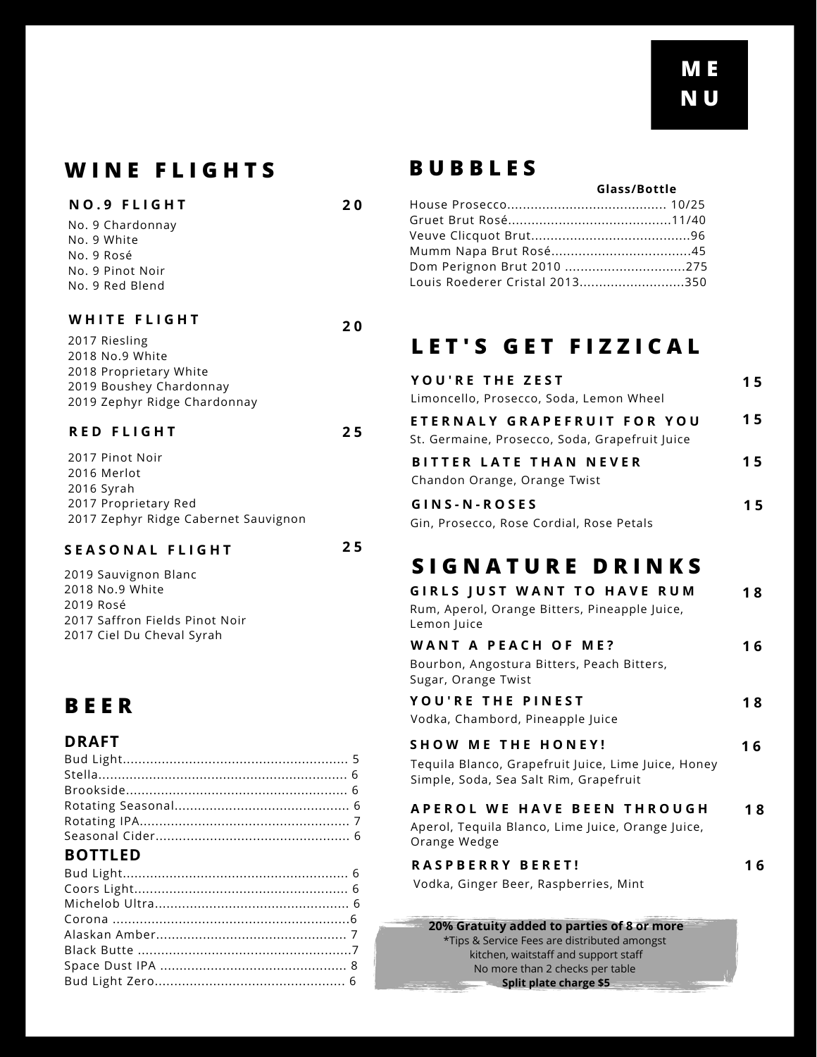# MENU

## WINE FLIGHTS

### NO.9 FLIGHT — 20

No. 9 Chardonnay
No. 9 White
No. 9 Rosé
No. 9 Pinot Noir
No. 9 Red Blend

### WHITE FLIGHT — 20

2017 Riesling
2018 No.9 White
2018 Proprietary White
2019 Boushey Chardonnay
2019 Zephyr Ridge Chardonnay

### RED FLIGHT — 25

2017 Pinot Noir
2016 Merlot
2016 Syrah
2017 Proprietary Red
2017 Zephyr Ridge Cabernet Sauvignon

### SEASONAL FLIGHT — 25

2019 Sauvignon Blanc
2018 No.9 White
2019 Rosé
2017 Saffron Fields Pinot Noir
2017 Ciel Du Cheval Syrah

## BEER

### DRAFT

Bud Light.......................................................... 5
Stella................................................................. 6
Brookside.......................................................... 6
Rotating Seasonal............................................. 6
Rotating IPA...................................................... 7
Seasonal Cider.................................................. 6

### BOTTLED

Bud Light.......................................................... 6
Coors Light....................................................... 6
Michelob Ultra.................................................. 6
Corona .............................................................6
Alaskan Amber................................................. 7
Black Butte .......................................................7
Space Dust IPA ................................................ 8
Bud Light Zero................................................. 6

## BUBBLES

**Glass/Bottle**

House Prosecco......................................... 10/25
Gruet Brut Rosé..........................................11/40
Veuve Clicquot Brut.........................................96
Mumm Napa Brut Rosé....................................45
Dom Perignon Brut 2010 ..............................275
Louis Roederer Cristal 2013..........................350

## LET'S GET FIZZICAL

### YOU'RE THE ZEST — 15

Limoncello, Prosecco, Soda, Lemon Wheel

### ETERNALY GRAPEFRUIT FOR YOU — 15

St. Germaine, Prosecco, Soda, Grapefruit Juice

### BITTER LATE THAN NEVER — 15

Chandon Orange, Orange Twist

### GINS-N-ROSES — 15

Gin, Prosecco, Rose Cordial, Rose Petals

## SIGNATURE DRINKS

### GIRLS JUST WANT TO HAVE RUM — 18

Rum, Aperol, Orange Bitters, Pineapple Juice, Lemon Juice

### WANT A PEACH OF ME? — 16

Bourbon, Angostura Bitters, Peach Bitters, Sugar, Orange Twist

### YOU'RE THE PINEST — 18

Vodka, Chambord, Pineapple Juice

### SHOW ME THE HONEY! — 16

Tequila Blanco, Grapefruit Juice, Lime Juice, Honey Simple, Soda, Sea Salt Rim, Grapefruit

### APEROL WE HAVE BEEN THROUGH — 18

Aperol, Tequila Blanco, Lime Juice, Orange Juice, Orange Wedge

### RASPBERRY BERET! — 16

Vodka, Ginger Beer, Raspberries, Mint

**20% Gratuity added to parties of 8 or more**
*Tips & Service Fees are distributed amongst kitchen, waitstaff and support staff
No more than 2 checks per table
**Split plate charge $5**